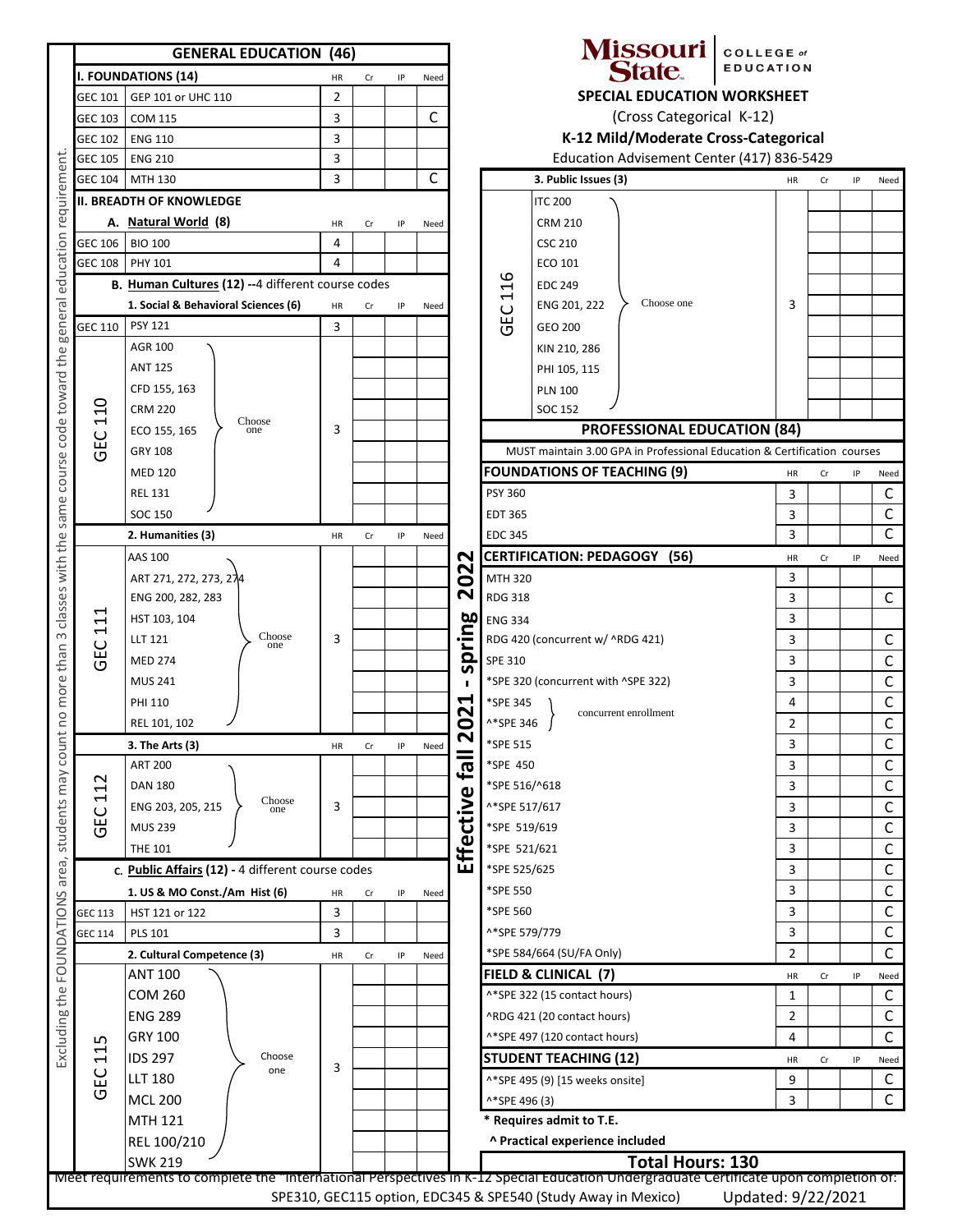Missouri State COLLEGE of EDUCATION

# SPECIAL EDUCATION WORKSHEET

(Cross Categorical K-12)

## K-12 Mild/Moderate Cross-Categorical

Education Advisement Center (417) 836-5429

Effective fall 2021 - spring 2022

## GENERAL EDUCATION (46)

Excluding the FOUNDATIONS area, students may count no more than 3 classes with the same course code toward the general education requirement.

| I. FOUNDATIONS (14) | | HR | Cr | IP | Need |
|---|---|---|---|---|---|
| GEC 101 | GEP 101 or UHC 110 | 2 | | | |
| GEC 103 | COM 115 | 3 | | | C |
| GEC 102 | ENG 110 | 3 | | | |
| GEC 105 | ENG 210 | 3 | | | |
| GEC 104 | MTH 130 | 3 | | | C |

**II. BREADTH OF KNOWLEDGE**

| A. Natural World (8) | | HR | Cr | IP | Need |
|---|---|---|---|---|---|
| GEC 106 | BIO 100 | 4 | | | |
| GEC 108 | PHY 101 | 4 | | | |

**B. Human Cultures (12) --4 different course codes**

| 1. Social & Behavioral Sciences (6) | | HR | Cr | IP | Need |
|---|---|---|---|---|---|
| GEC 110 | PSY 121 | 3 | | | |
| GEC 110 | Choose one: AGR 100, ANT 125, CFD 155, 163, CRM 220, ECO 155, 165, GRY 108, MED 120, REL 131, SOC 150 | 3 | | | |

| 2. Humanities (3) | | HR | Cr | IP | Need |
|---|---|---|---|---|---|
| GEC 111 | Choose one: AAS 100, ART 271, 272, 273, 274, ENG 200, 282, 283, HST 103, 104, LLT 121, MED 274, MUS 241, PHI 110, REL 101, 102 | 3 | | | |

| 3. The Arts (3) | | HR | Cr | IP | Need |
|---|---|---|---|---|---|
| GEC 112 | Choose one: ART 200, DAN 180, ENG 203, 205, 215, MUS 239, THE 101 | 3 | | | |

**C. Public Affairs (12) - 4 different course codes**

| 1. US & MO Const./Am Hist (6) | | HR | Cr | IP | Need |
|---|---|---|---|---|---|
| GEC 113 | HST 121 or 122 | 3 | | | |
| GEC 114 | PLS 101 | 3 | | | |

| 2. Cultural Competence (3) | | HR | Cr | IP | Need |
|---|---|---|---|---|---|
| GEC 115 | Choose one: ANT 100, COM 260, ENG 289, GRY 100, IDS 297, LLT 180, MCL 200, MTH 121, REL 100/210, SWK 219 | 3 | | | |

| 3. Public Issues (3) | | HR | Cr | IP | Need |
|---|---|---|---|---|---|
| GEC 116 | Choose one: ITC 200, CRM 210, CSC 210, ECO 101, EDC 249, ENG 201, 222, GEO 200, KIN 210, 286, PHI 105, 115, PLN 100, SOC 152 | 3 | | | |

## PROFESSIONAL EDUCATION (84)

MUST maintain 3.00 GPA in Professional Education & Certification courses

| FOUNDATIONS OF TEACHING (9) | HR | Cr | IP | Need |
|---|---|---|---|---|
| PSY 360 | 3 | | | C |
| EDT 365 | 3 | | | C |
| EDC 345 | 3 | | | C |

| CERTIFICATION: PEDAGOGY (56) | HR | Cr | IP | Need |
|---|---|---|---|---|
| MTH 320 | 3 | | | |
| RDG 318 | 3 | | | C |
| ENG 334 | 3 | | | |
| RDG 420 (concurrent w/ ^RDG 421) | 3 | | | C |
| SPE 310 | 3 | | | C |
| *SPE 320 (concurrent with ^SPE 322) | 3 | | | C |
| *SPE 345 (concurrent enrollment with ^*SPE 346) | 4 | | | C |
| ^*SPE 346 | 2 | | | C |
| *SPE 515 | 3 | | | C |
| *SPE 450 | 3 | | | C |
| *SPE 516/^618 | 3 | | | C |
| ^*SPE 517/617 | 3 | | | C |
| *SPE 519/619 | 3 | | | C |
| *SPE 521/621 | 3 | | | C |
| *SPE 525/625 | 3 | | | C |
| *SPE 550 | 3 | | | C |
| *SPE 560 | 3 | | | C |
| ^*SPE 579/779 | 3 | | | C |
| *SPE 584/664 (SU/FA Only) | 2 | | | C |

| FIELD & CLINICAL (7) | HR | Cr | IP | Need |
|---|---|---|---|---|
| ^*SPE 322 (15 contact hours) | 1 | | | C |
| ^RDG 421 (20 contact hours) | 2 | | | C |
| ^*SPE 497 (120 contact hours) | 4 | | | C |

| STUDENT TEACHING (12) | HR | Cr | IP | Need |
|---|---|---|---|---|
| ^*SPE 495 (9) [15 weeks onsite] | 9 | | | C |
| ^*SPE 496 (3) | 3 | | | C |

**\* Requires admit to T.E.**

**^ Practical experience included**

**Total Hours: 130**

Meet requirements to complete the "International Perspectives in K-12 Special Education Undergraduate Certificate upon completion of: SPE310, GEC115 option, EDC345 & SPE540 (Study Away in Mexico)

Updated: 9/22/2021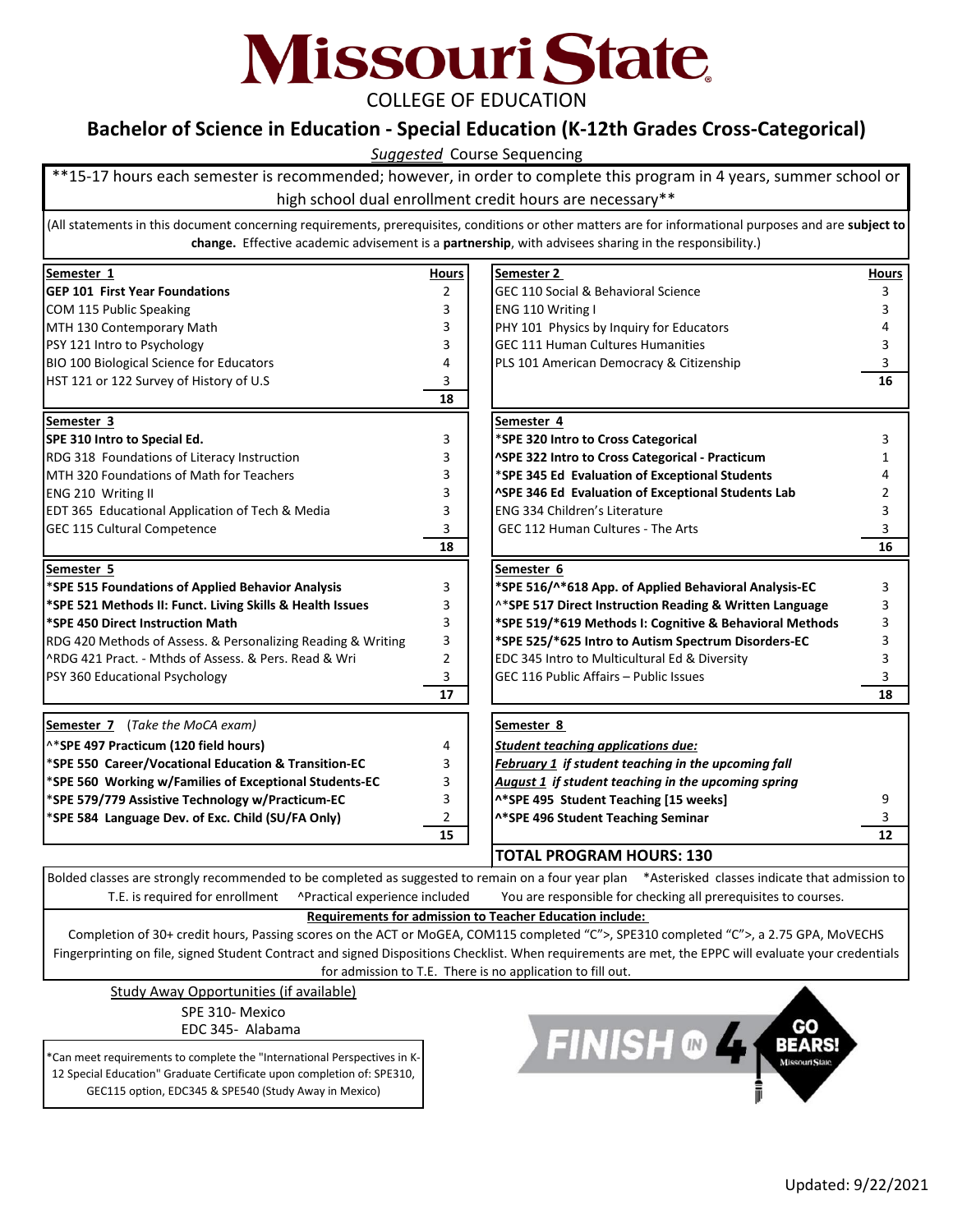# Missouri State

COLLEGE OF EDUCATION

## Bachelor of Science in Education - Special Education (K-12th Grades Cross-Categorical)

*Suggested* Course Sequencing

**15-17 hours each semester is recommended; however, in order to complete this program in 4 years, summer school or high school dual enrollment credit hours are necessary**

(All statements in this document concerning requirements, prerequisites, conditions or other matters are for informational purposes and are **subject to change.** Effective academic advisement is a **partnership**, with advisees sharing in the responsibility.)

| Semester 1 | Hours | Semester 2 | Hours |
|---|---|---|---|
| **GEP 101 First Year Foundations** | 2 | GEC 110 Social & Behavioral Science | 3 |
| COM 115 Public Speaking | 3 | ENG 110 Writing I | 3 |
| MTH 130 Contemporary Math | 3 | PHY 101 Physics by Inquiry for Educators | 4 |
| PSY 121 Intro to Psychology | 3 | GEC 111 Human Cultures Humanities | 3 |
| BIO 100 Biological Science for Educators | 4 | PLS 101 American Democracy & Citizenship | 3 |
| HST 121 or 122 Survey of History of U.S | 3 | | **16** |
| | **18** | | |

| Semester 3 | Hours | Semester 4 | Hours |
|---|---|---|---|
| **SPE 310 Intro to Special Ed.** | 3 | ***SPE 320 Intro to Cross Categorical** | 3 |
| RDG 318 Foundations of Literacy Instruction | 3 | **^SPE 322 Intro to Cross Categorical - Practicum** | 1 |
| MTH 320 Foundations of Math for Teachers | 3 | ***SPE 345 Ed Evaluation of Exceptional Students** | 4 |
| ENG 210 Writing II | 3 | **^SPE 346 Ed Evaluation of Exceptional Students Lab** | 2 |
| EDT 365 Educational Application of Tech & Media | 3 | ENG 334 Children's Literature | 3 |
| GEC 115 Cultural Competence | 3 | GEC 112 Human Cultures - The Arts | 3 |
| | **18** | | **16** |

| Semester 5 | Hours | Semester 6 | Hours |
|---|---|---|---|
| ***SPE 515 Foundations of Applied Behavior Analysis** | 3 | ***SPE 516/^*618 App. of Applied Behavioral Analysis-EC** | 3 |
| ***SPE 521 Methods II: Funct. Living Skills & Health Issues** | 3 | **^*SPE 517 Direct Instruction Reading & Written Language** | 3 |
| ***SPE 450 Direct Instruction Math** | 3 | ***SPE 519/*619 Methods I: Cognitive & Behavioral Methods** | 3 |
| RDG 420 Methods of Assess. & Personalizing Reading & Writing | 3 | ***SPE 525/*625 Intro to Autism Spectrum Disorders-EC** | 3 |
| ^RDG 421 Pract. - Mthds of Assess. & Pers. Read & Wri | 2 | EDC 345 Intro to Multicultural Ed & Diversity | 3 |
| PSY 360 Educational Psychology | 3 | GEC 116 Public Affairs – Public Issues | 3 |
| | **17** | | **18** |

| Semester 7 (*Take the MoCA exam*) | Hours | Semester 8 | Hours |
|---|---|---|---|
| **^*SPE 497 Practicum (120 field hours)** | 4 | ***Student teaching applications due:*** | |
| ***SPE 550 Career/Vocational Education & Transition-EC** | 3 | ***February 1* *if student teaching in the upcoming fall*** | |
| ***SPE 560 Working w/Families of Exceptional Students-EC** | 3 | ***August 1* *if student teaching in the upcoming spring*** | |
| ***SPE 579/779 Assistive Technology w/Practicum-EC** | 3 | **^*SPE 495 Student Teaching [15 weeks]** | 9 |
| ***SPE 584 Language Dev. of Exc. Child (SU/FA Only)** | 2 | **^*SPE 496 Student Teaching Seminar** | 3 |
| | **15** | | **12** |

**TOTAL PROGRAM HOURS: 130**

Bolded classes are strongly recommended to be completed as suggested to remain on a four year plan *Asterisked classes indicate that admission to T.E. is required for enrollment ^Practical experience included You are responsible for checking all prerequisites to courses.

**Requirements for admission to Teacher Education include:**

Completion of 30+ credit hours, Passing scores on the ACT or MoGEA, COM115 completed "C">, SPE310 completed "C">, a 2.75 GPA, MoVECHS Fingerprinting on file, signed Student Contract and signed Dispositions Checklist. When requirements are met, the EPPC will evaluate your credentials for admission to T.E. There is no application to fill out.

Study Away Opportunities (if available)

SPE 310- Mexico
EDC 345- Alabama

*Can meet requirements to complete the "International Perspectives in K-12 Special Education" Graduate Certificate upon completion of: SPE310, GEC115 option, EDC345 & SPE540 (Study Away in Mexico)

FINISH IN 4 GO BEARS! Missouri State

Updated: 9/22/2021